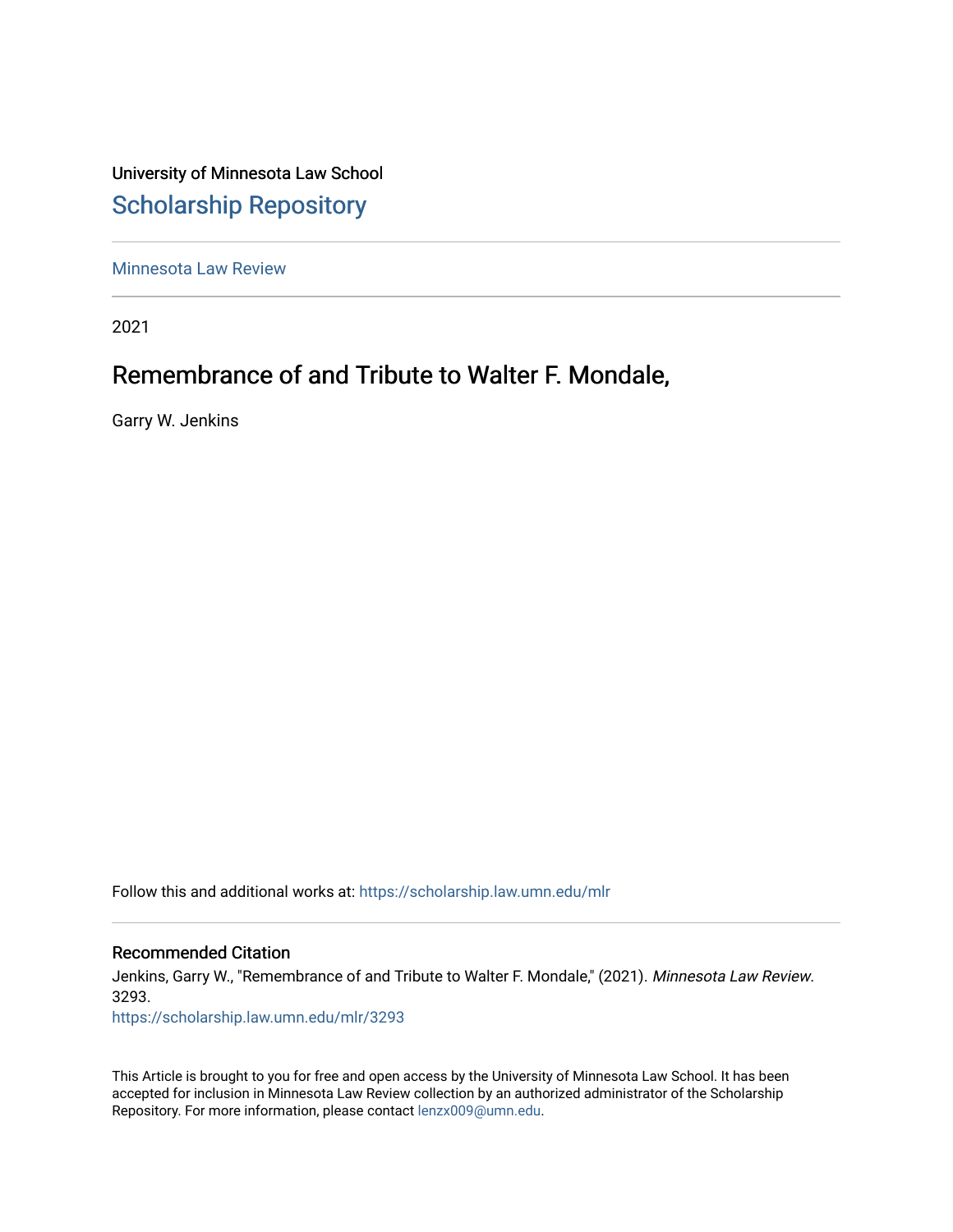University of Minnesota Law School

# Scholarship Repository

Minnesota Law Review

2021

## Remembrance of and Tribute to Walter F. Mondale,

Garry W. Jenkins

Follow this and additional works at: https://scholarship.law.umn.edu/mlr

### Recommended Citation

Jenkins, Garry W., "Remembrance of and Tribute to Walter F. Mondale," (2021). *Minnesota Law Review*. 3293.
https://scholarship.law.umn.edu/mlr/3293

This Article is brought to you for free and open access by the University of Minnesota Law School. It has been accepted for inclusion in Minnesota Law Review collection by an authorized administrator of the Scholarship Repository. For more information, please contact lenzx009@umn.edu.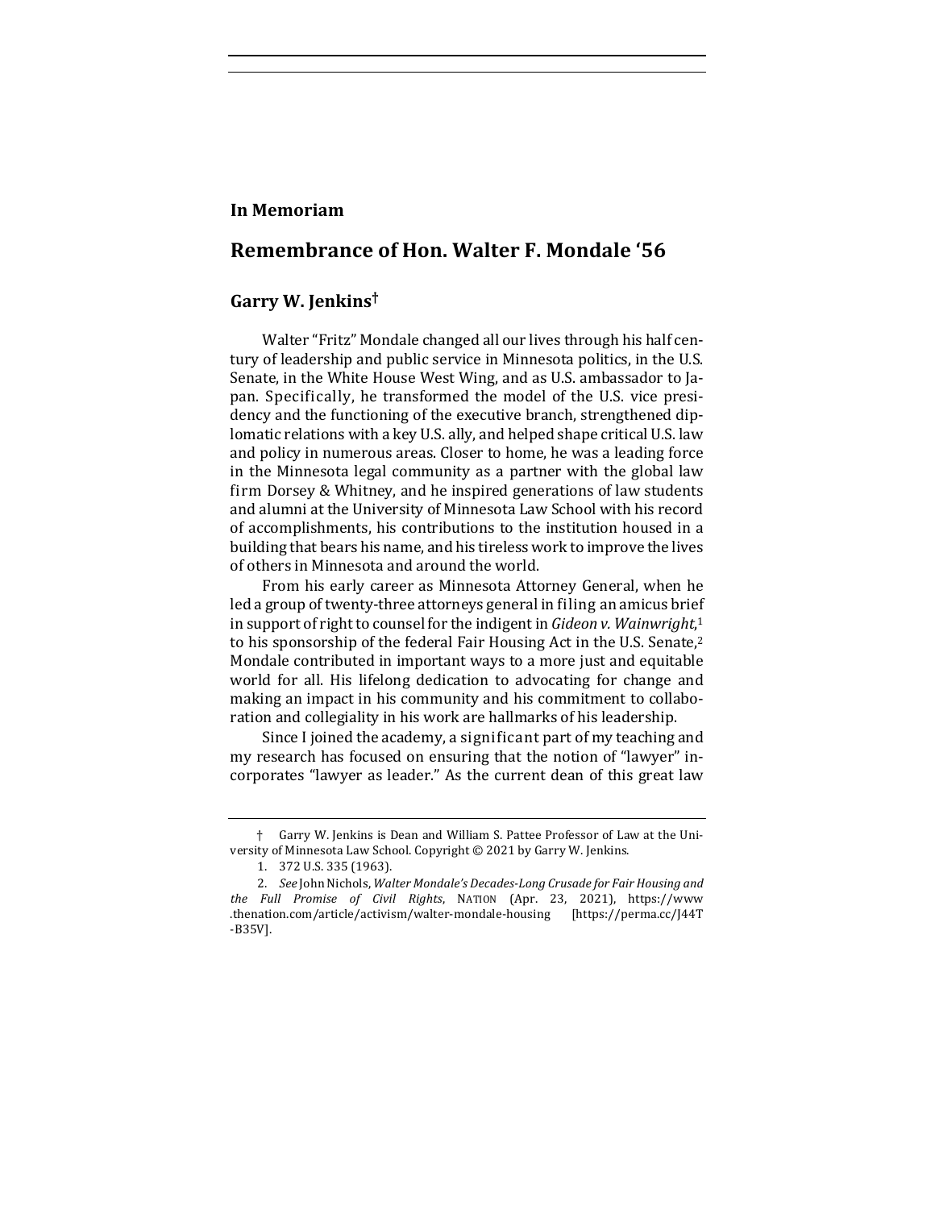**In Memoriam**

# Remembrance of Hon. Walter F. Mondale '56

## Garry W. Jenkins†

Walter "Fritz" Mondale changed all our lives through his half century of leadership and public service in Minnesota politics, in the U.S. Senate, in the White House West Wing, and as U.S. ambassador to Japan. Specifically, he transformed the model of the U.S. vice presidency and the functioning of the executive branch, strengthened diplomatic relations with a key U.S. ally, and helped shape critical U.S. law and policy in numerous areas. Closer to home, he was a leading force in the Minnesota legal community as a partner with the global law firm Dorsey & Whitney, and he inspired generations of law students and alumni at the University of Minnesota Law School with his record of accomplishments, his contributions to the institution housed in a building that bears his name, and his tireless work to improve the lives of others in Minnesota and around the world.

From his early career as Minnesota Attorney General, when he led a group of twenty-three attorneys general in filing an amicus brief in support of right to counsel for the indigent in *Gideon v. Wainwright*,[1] to his sponsorship of the federal Fair Housing Act in the U.S. Senate,[2] Mondale contributed in important ways to a more just and equitable world for all. His lifelong dedication to advocating for change and making an impact in his community and his commitment to collaboration and collegiality in his work are hallmarks of his leadership.

Since I joined the academy, a significant part of my teaching and my research has focused on ensuring that the notion of "lawyer" incorporates "lawyer as leader." As the current dean of this great law

---

† Garry W. Jenkins is Dean and William S. Pattee Professor of Law at the University of Minnesota Law School. Copyright © 2021 by Garry W. Jenkins.

1. 372 U.S. 335 (1963).

2. *See* John Nichols, *Walter Mondale's Decades-Long Crusade for Fair Housing and the Full Promise of Civil Rights*, NATION (Apr. 23, 2021), https://www.thenation.com/article/activism/walter-mondale-housing [https://perma.cc/J44T-B35V].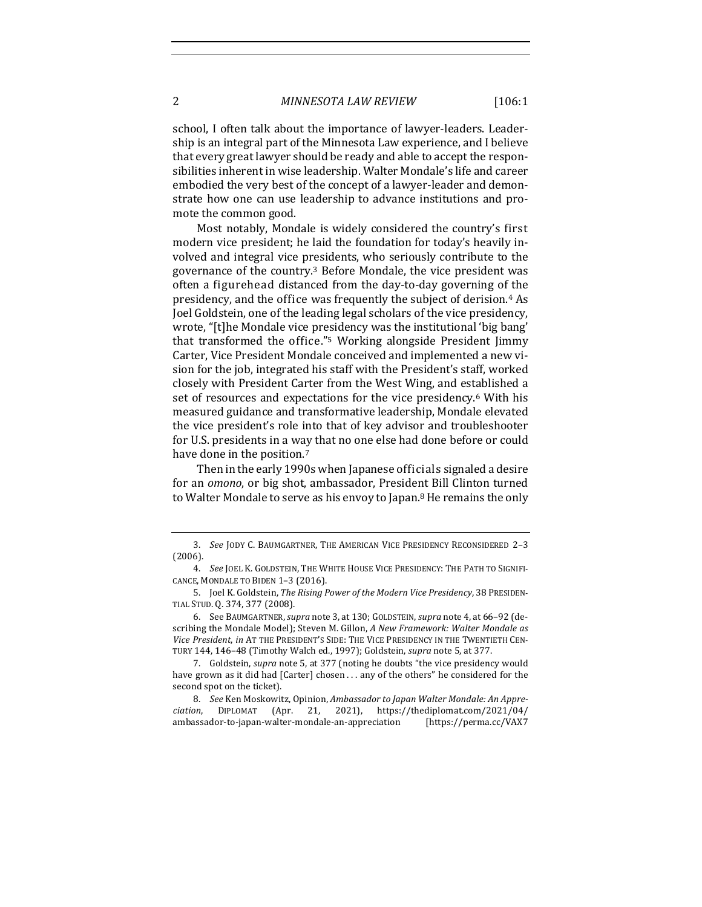school, I often talk about the importance of lawyer-leaders. Leadership is an integral part of the Minnesota Law experience, and I believe that every great lawyer should be ready and able to accept the responsibilities inherent in wise leadership. Walter Mondale's life and career embodied the very best of the concept of a lawyer-leader and demonstrate how one can use leadership to advance institutions and promote the common good.

Most notably, Mondale is widely considered the country's first modern vice president; he laid the foundation for today's heavily involved and integral vice presidents, who seriously contribute to the governance of the country.[3] Before Mondale, the vice president was often a figurehead distanced from the day-to-day governing of the presidency, and the office was frequently the subject of derision.[4] As Joel Goldstein, one of the leading legal scholars of the vice presidency, wrote, "[t]he Mondale vice presidency was the institutional 'big bang' that transformed the office."[5] Working alongside President Jimmy Carter, Vice President Mondale conceived and implemented a new vision for the job, integrated his staff with the President's staff, worked closely with President Carter from the West Wing, and established a set of resources and expectations for the vice presidency.[6] With his measured guidance and transformative leadership, Mondale elevated the vice president's role into that of key advisor and troubleshooter for U.S. presidents in a way that no one else had done before or could have done in the position.[7]

Then in the early 1990s when Japanese officials signaled a desire for an *omono*, or big shot, ambassador, President Bill Clinton turned to Walter Mondale to serve as his envoy to Japan.[8] He remains the only

---

3. *See* JODY C. BAUMGARTNER, THE AMERICAN VICE PRESIDENCY RECONSIDERED 2–3 (2006).

4. *See* JOEL K. GOLDSTEIN, THE WHITE HOUSE VICE PRESIDENCY: THE PATH TO SIGNIFICANCE, MONDALE TO BIDEN 1–3 (2016).

5. Joel K. Goldstein, *The Rising Power of the Modern Vice Presidency*, 38 PRESIDENTIAL STUD. Q. 374, 377 (2008).

6. See BAUMGARTNER, *supra* note 3, at 130; GOLDSTEIN, *supra* note 4, at 66–92 (describing the Mondale Model); Steven M. Gillon, *A New Framework: Walter Mondale as Vice President*, *in* AT THE PRESIDENT'S SIDE: THE VICE PRESIDENCY IN THE TWENTIETH CENTURY 144, 146–48 (Timothy Walch ed., 1997); Goldstein, *supra* note 5, at 377.

7. Goldstein, *supra* note 5, at 377 (noting he doubts "the vice presidency would have grown as it did had [Carter] chosen . . . any of the others" he considered for the second spot on the ticket).

8. *See* Ken Moskowitz, Opinion, *Ambassador to Japan Walter Mondale: An Appreciation*, DIPLOMAT (Apr. 21, 2021), https://thediplomat.com/2021/04/ambassador-to-japan-walter-mondale-an-appreciation [https://perma.cc/VAX7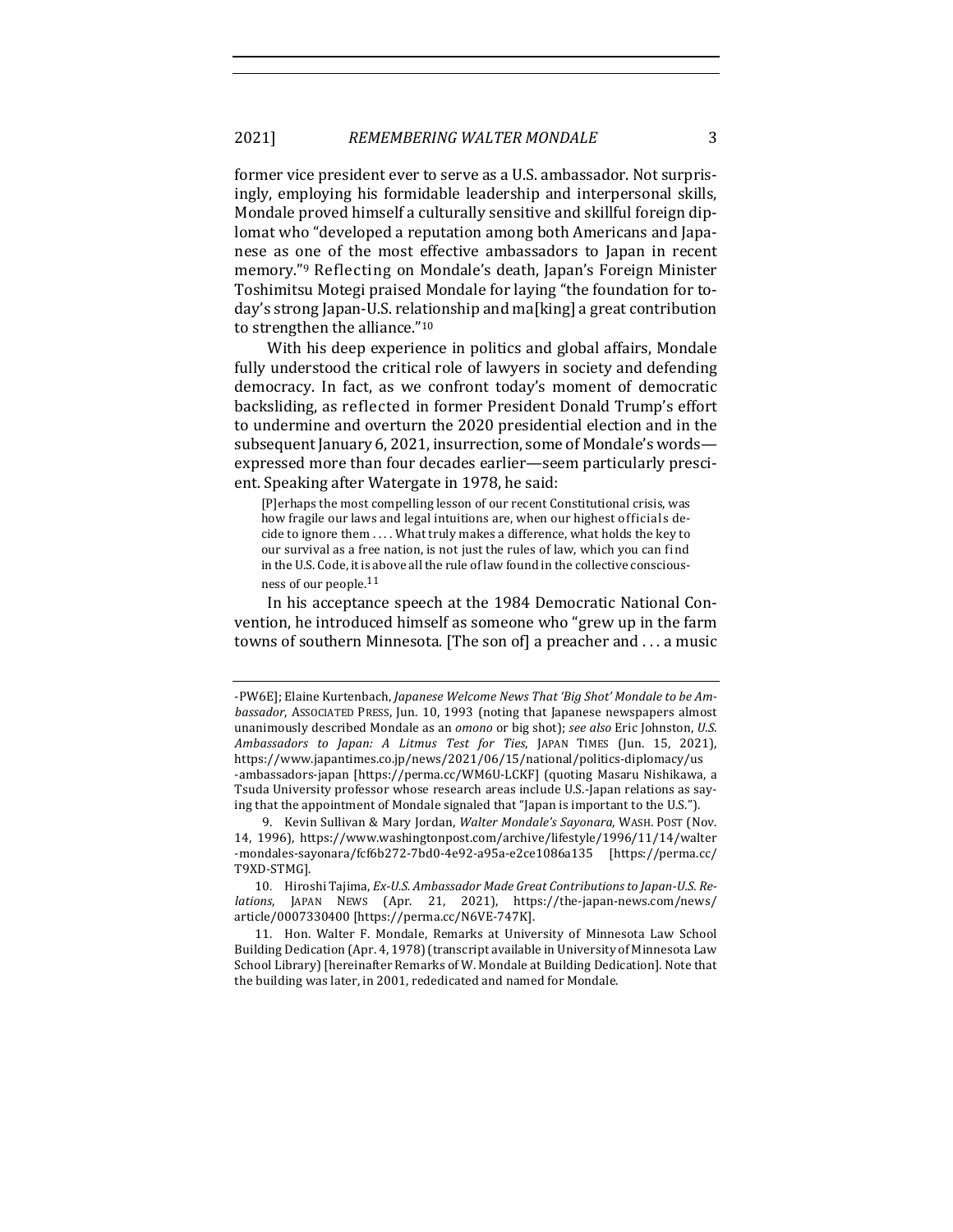former vice president ever to serve as a U.S. ambassador. Not surprisingly, employing his formidable leadership and interpersonal skills, Mondale proved himself a culturally sensitive and skillful foreign diplomat who "developed a reputation among both Americans and Japanese as one of the most effective ambassadors to Japan in recent memory."[9] Reflecting on Mondale's death, Japan's Foreign Minister Toshimitsu Motegi praised Mondale for laying "the foundation for today's strong Japan-U.S. relationship and ma[king] a great contribution to strengthen the alliance."[10]

With his deep experience in politics and global affairs, Mondale fully understood the critical role of lawyers in society and defending democracy. In fact, as we confront today's moment of democratic backsliding, as reflected in former President Donald Trump's effort to undermine and overturn the 2020 presidential election and in the subsequent January 6, 2021, insurrection, some of Mondale's words—expressed more than four decades earlier—seem particularly prescient. Speaking after Watergate in 1978, he said:

> [P]erhaps the most compelling lesson of our recent Constitutional crisis, was how fragile our laws and legal intuitions are, when our highest officials decide to ignore them . . . . What truly makes a difference, what holds the key to our survival as a free nation, is not just the rules of law, which you can find in the U.S. Code, it is above all the rule of law found in the collective consciousness of our people.[11]

In his acceptance speech at the 1984 Democratic National Convention, he introduced himself as someone who "grew up in the farm towns of southern Minnesota. [The son of] a preacher and . . . a music

---

-PW6E]; Elaine Kurtenbach, *Japanese Welcome News That 'Big Shot' Mondale to be Ambassador*, ASSOCIATED PRESS, Jun. 10, 1993 (noting that Japanese newspapers almost unanimously described Mondale as an *omono* or big shot); *see also* Eric Johnston, *U.S. Ambassadors to Japan: A Litmus Test for Ties*, JAPAN TIMES (Jun. 15, 2021), https://www.japantimes.co.jp/news/2021/06/15/national/politics-diplomacy/us-ambassadors-japan [https://perma.cc/WM6U-LCKF] (quoting Masaru Nishikawa, a Tsuda University professor whose research areas include U.S.-Japan relations as saying that the appointment of Mondale signaled that "Japan is important to the U.S.").

9. Kevin Sullivan & Mary Jordan, *Walter Mondale's Sayonara*, WASH. POST (Nov. 14, 1996), https://www.washingtonpost.com/archive/lifestyle/1996/11/14/walter-mondales-sayonara/fcf6b272-7bd0-4e92-a95a-e2ce1086a135 [https://perma.cc/T9XD-STMG].

10. Hiroshi Tajima, *Ex-U.S. Ambassador Made Great Contributions to Japan-U.S. Relations*, JAPAN NEWS (Apr. 21, 2021), https://the-japan-news.com/news/article/0007330400 [https://perma.cc/N6VE-747K].

11. Hon. Walter F. Mondale, Remarks at University of Minnesota Law School Building Dedication (Apr. 4, 1978) (transcript available in University of Minnesota Law School Library) [hereinafter Remarks of W. Mondale at Building Dedication]. Note that the building was later, in 2001, rededicated and named for Mondale.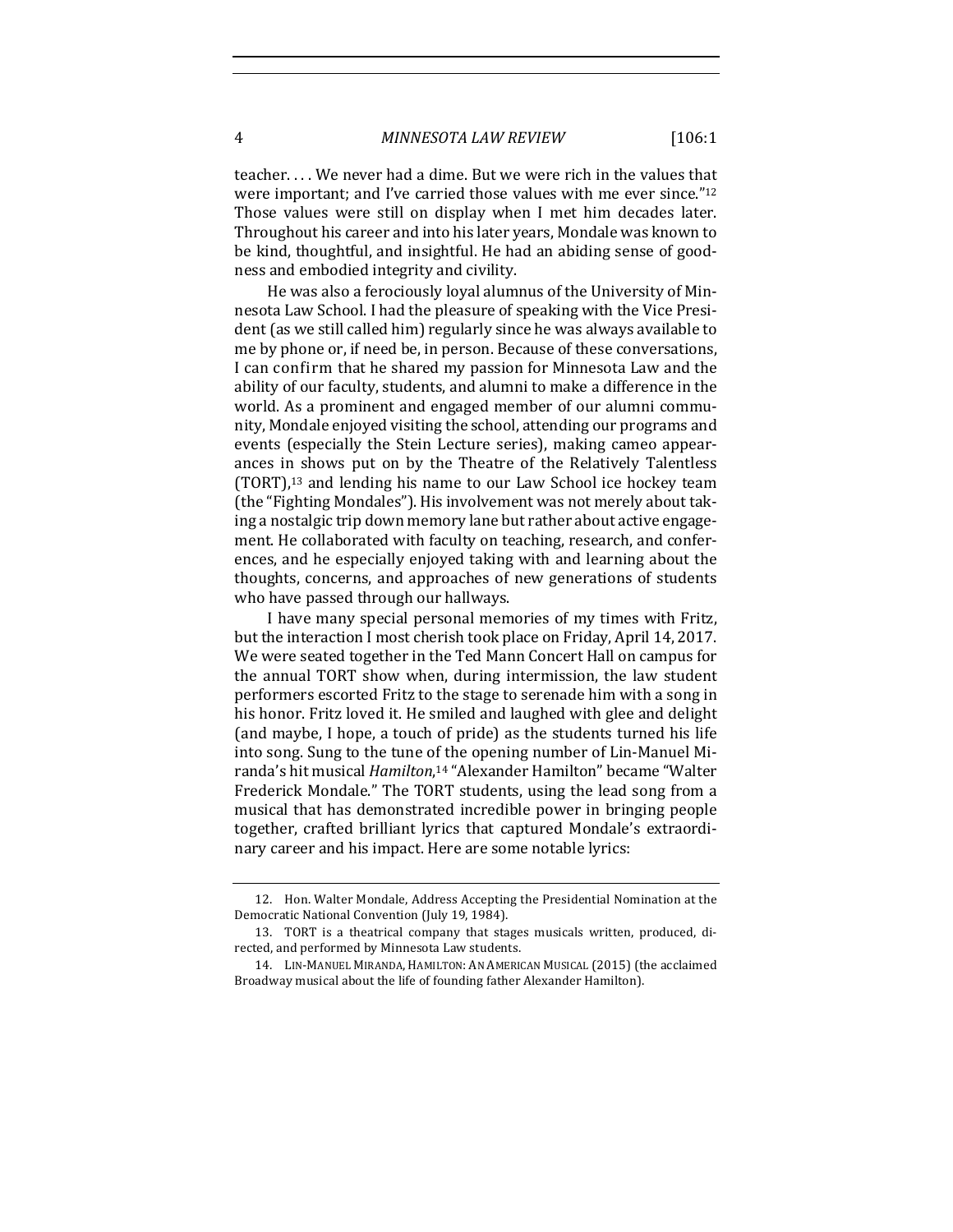teacher. . . . We never had a dime. But we were rich in the values that were important; and I've carried those values with me ever since."[12] Those values were still on display when I met him decades later. Throughout his career and into his later years, Mondale was known to be kind, thoughtful, and insightful. He had an abiding sense of goodness and embodied integrity and civility.

He was also a ferociously loyal alumnus of the University of Minnesota Law School. I had the pleasure of speaking with the Vice President (as we still called him) regularly since he was always available to me by phone or, if need be, in person. Because of these conversations, I can confirm that he shared my passion for Minnesota Law and the ability of our faculty, students, and alumni to make a difference in the world. As a prominent and engaged member of our alumni community, Mondale enjoyed visiting the school, attending our programs and events (especially the Stein Lecture series), making cameo appearances in shows put on by the Theatre of the Relatively Talentless (TORT),[13] and lending his name to our Law School ice hockey team (the "Fighting Mondales"). His involvement was not merely about taking a nostalgic trip down memory lane but rather about active engagement. He collaborated with faculty on teaching, research, and conferences, and he especially enjoyed taking with and learning about the thoughts, concerns, and approaches of new generations of students who have passed through our hallways.

I have many special personal memories of my times with Fritz, but the interaction I most cherish took place on Friday, April 14, 2017. We were seated together in the Ted Mann Concert Hall on campus for the annual TORT show when, during intermission, the law student performers escorted Fritz to the stage to serenade him with a song in his honor. Fritz loved it. He smiled and laughed with glee and delight (and maybe, I hope, a touch of pride) as the students turned his life into song. Sung to the tune of the opening number of Lin-Manuel Miranda's hit musical *Hamilton*,[14] "Alexander Hamilton" became "Walter Frederick Mondale." The TORT students, using the lead song from a musical that has demonstrated incredible power in bringing people together, crafted brilliant lyrics that captured Mondale's extraordinary career and his impact. Here are some notable lyrics:

---

12. Hon. Walter Mondale, Address Accepting the Presidential Nomination at the Democratic National Convention (July 19, 1984).

13. TORT is a theatrical company that stages musicals written, produced, directed, and performed by Minnesota Law students.

14. LIN-MANUEL MIRANDA, HAMILTON: AN AMERICAN MUSICAL (2015) (the acclaimed Broadway musical about the life of founding father Alexander Hamilton).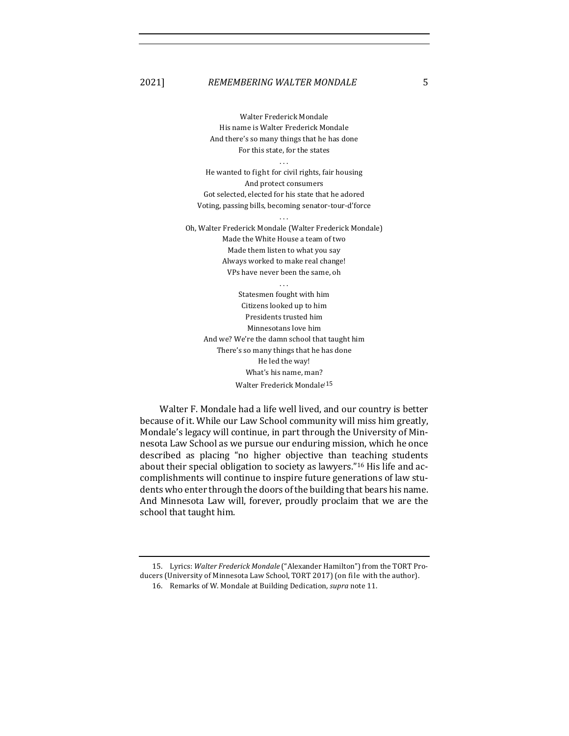Walter Frederick Mondale  
His name is Walter Frederick Mondale  
And there's so many things that he has done  
For this state, for the states  
. . .  
He wanted to fight for civil rights, fair housing  
And protect consumers  
Got selected, elected for his state that he adored  
Voting, passing bills, becoming senator-tour-d'force  
. . .  
Oh, Walter Frederick Mondale (Walter Frederick Mondale)  
Made the White House a team of two  
Made them listen to what you say  
Always worked to make real change!  
VPs have never been the same, oh  
. . .  
Statesmen fought with him  
Citizens looked up to him  
Presidents trusted him  
Minnesotans love him  
And we? We're the damn school that taught him  
There's so many things that he has done  
He led the way!  
What's his name, man?  
Walter Frederick Mondale![15]

Walter F. Mondale had a life well lived, and our country is better because of it. While our Law School community will miss him greatly, Mondale's legacy will continue, in part through the University of Minnesota Law School as we pursue our enduring mission, which he once described as placing "no higher objective than teaching students about their special obligation to society as lawyers."[16] His life and accomplishments will continue to inspire future generations of law students who enter through the doors of the building that bears his name. And Minnesota Law will, forever, proudly proclaim that we are the school that taught him.

---

15. Lyrics: *Walter Frederick Mondale* ("Alexander Hamilton") from the TORT Producers (University of Minnesota Law School, TORT 2017) (on file with the author).

16. Remarks of W. Mondale at Building Dedication, *supra* note 11.